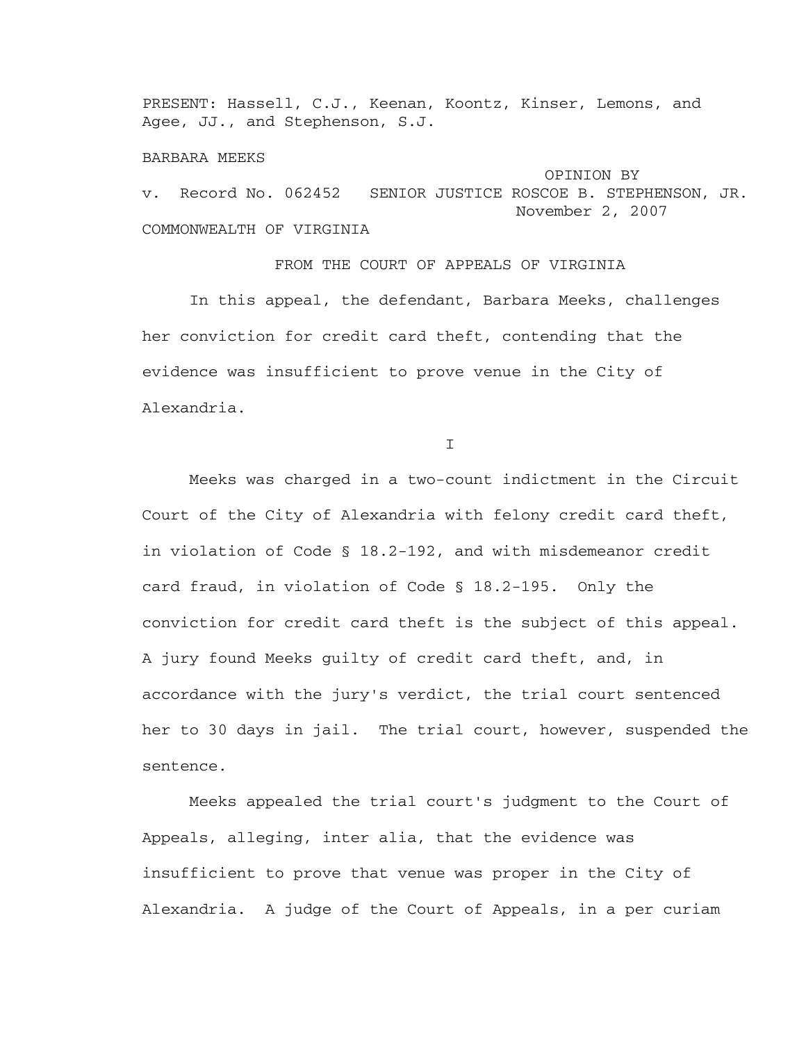PRESENT: Hassell, C.J., Keenan, Koontz, Kinser, Lemons, and Agee, JJ., and Stephenson, S.J.

BARBARA MEEKS

v. Record No. 062452

OPINION BY SENIOR JUSTICE ROSCOE B. STEPHENSON, JR.
November 2, 2007

COMMONWEALTH OF VIRGINIA

FROM THE COURT OF APPEALS OF VIRGINIA

In this appeal, the defendant, Barbara Meeks, challenges her conviction for credit card theft, contending that the evidence was insufficient to prove venue in the City of Alexandria.

I

Meeks was charged in a two-count indictment in the Circuit Court of the City of Alexandria with felony credit card theft, in violation of Code § 18.2-192, and with misdemeanor credit card fraud, in violation of Code § 18.2-195. Only the conviction for credit card theft is the subject of this appeal. A jury found Meeks guilty of credit card theft, and, in accordance with the jury's verdict, the trial court sentenced her to 30 days in jail. The trial court, however, suspended the sentence.

Meeks appealed the trial court's judgment to the Court of Appeals, alleging, inter alia, that the evidence was insufficient to prove that venue was proper in the City of Alexandria. A judge of the Court of Appeals, in a per curiam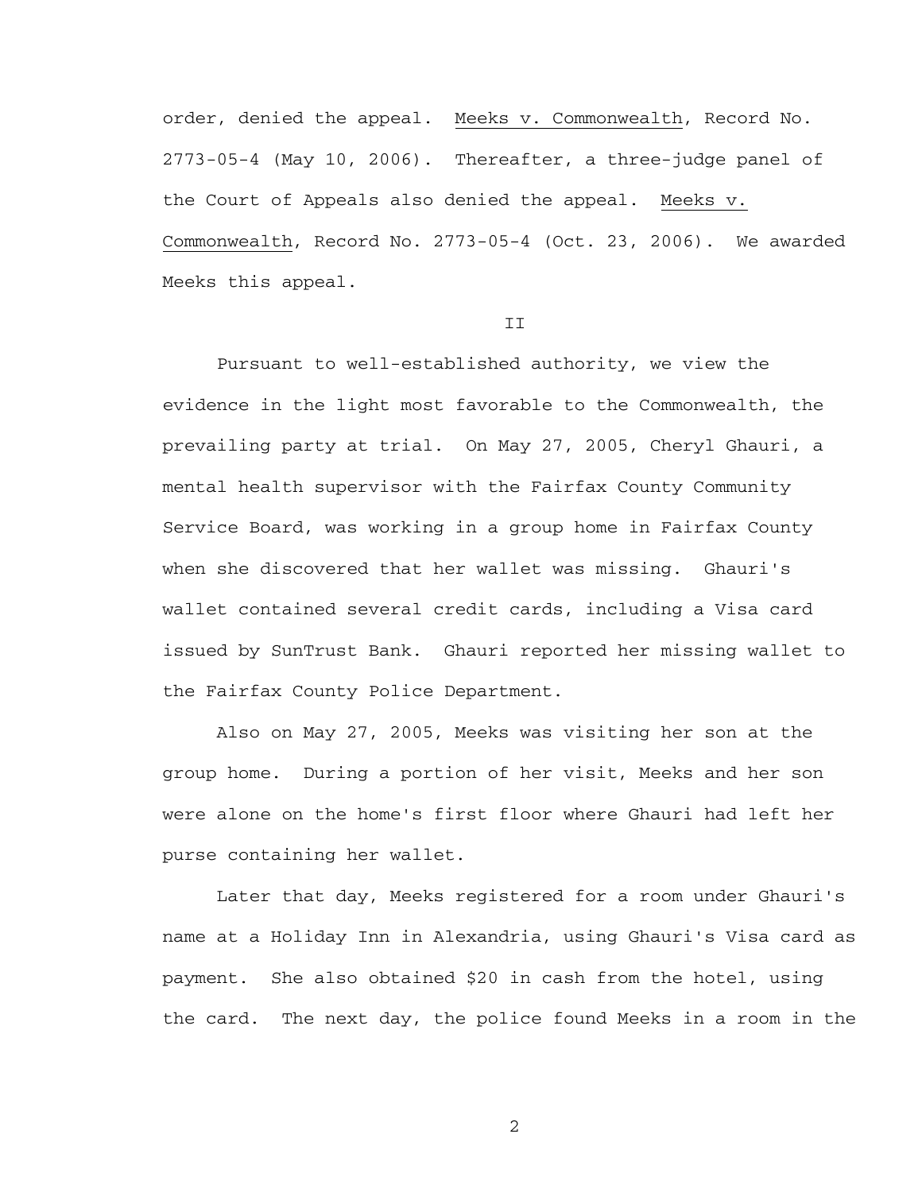order, denied the appeal. Meeks v. Commonwealth, Record No. 2773-05-4 (May 10, 2006). Thereafter, a three-judge panel of the Court of Appeals also denied the appeal. Meeks v. Commonwealth, Record No. 2773-05-4 (Oct. 23, 2006). We awarded Meeks this appeal.

## II

Pursuant to well-established authority, we view the evidence in the light most favorable to the Commonwealth, the prevailing party at trial. On May 27, 2005, Cheryl Ghauri, a mental health supervisor with the Fairfax County Community Service Board, was working in a group home in Fairfax County when she discovered that her wallet was missing. Ghauri's wallet contained several credit cards, including a Visa card issued by SunTrust Bank. Ghauri reported her missing wallet to the Fairfax County Police Department.

Also on May 27, 2005, Meeks was visiting her son at the group home. During a portion of her visit, Meeks and her son were alone on the home's first floor where Ghauri had left her purse containing her wallet.

Later that day, Meeks registered for a room under Ghauri's name at a Holiday Inn in Alexandria, using Ghauri's Visa card as payment. She also obtained $20 in cash from the hotel, using the card. The next day, the police found Meeks in a room in the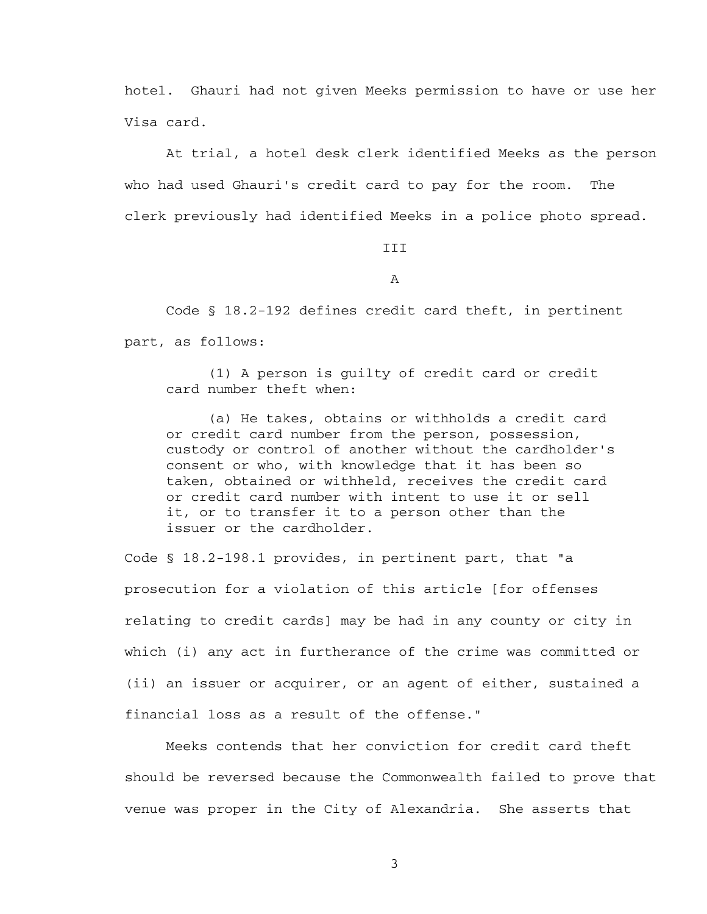hotel. Ghauri had not given Meeks permission to have or use her Visa card.

At trial, a hotel desk clerk identified Meeks as the person who had used Ghauri's credit card to pay for the room. The clerk previously had identified Meeks in a police photo spread.

## III

### A

Code § 18.2-192 defines credit card theft, in pertinent part, as follows:

> (1) A person is guilty of credit card or credit card number theft when:
>
> (a) He takes, obtains or withholds a credit card or credit card number from the person, possession, custody or control of another without the cardholder's consent or who, with knowledge that it has been so taken, obtained or withheld, receives the credit card or credit card number with intent to use it or sell it, or to transfer it to a person other than the issuer or the cardholder.

Code § 18.2-198.1 provides, in pertinent part, that "a prosecution for a violation of this article [for offenses relating to credit cards] may be had in any county or city in which (i) any act in furtherance of the crime was committed or (ii) an issuer or acquirer, or an agent of either, sustained a financial loss as a result of the offense."

Meeks contends that her conviction for credit card theft should be reversed because the Commonwealth failed to prove that venue was proper in the City of Alexandria. She asserts that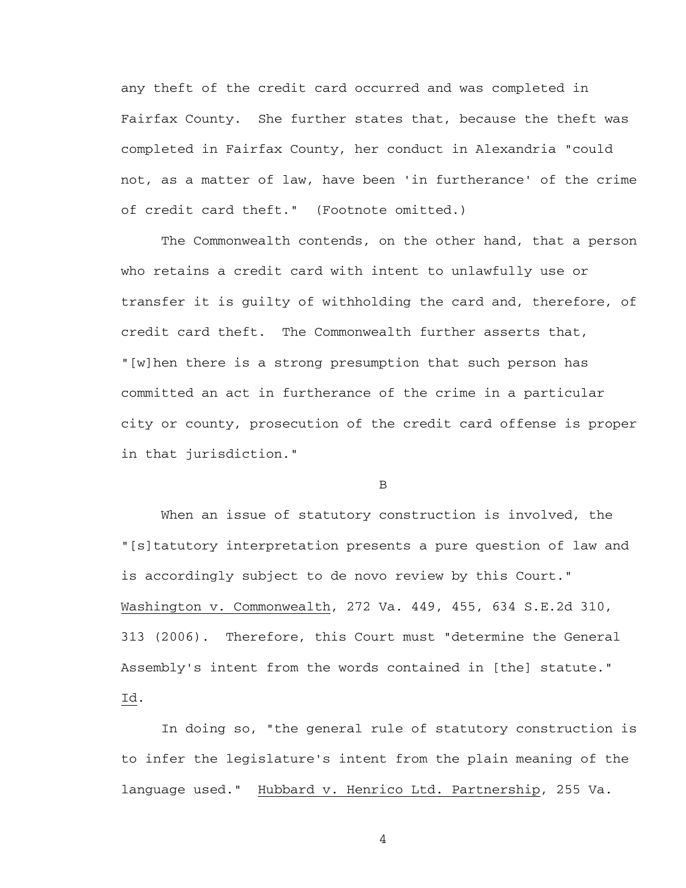any theft of the credit card occurred and was completed in Fairfax County. She further states that, because the theft was completed in Fairfax County, her conduct in Alexandria "could not, as a matter of law, have been 'in furtherance' of the crime of credit card theft." (Footnote omitted.)

The Commonwealth contends, on the other hand, that a person who retains a credit card with intent to unlawfully use or transfer it is guilty of withholding the card and, therefore, of credit card theft. The Commonwealth further asserts that, "[w]hen there is a strong presumption that such person has committed an act in furtherance of the crime in a particular city or county, prosecution of the credit card offense is proper in that jurisdiction."

B

When an issue of statutory construction is involved, the "[s]tatutory interpretation presents a pure question of law and is accordingly subject to de novo review by this Court." Washington v. Commonwealth, 272 Va. 449, 455, 634 S.E.2d 310, 313 (2006). Therefore, this Court must "determine the General Assembly's intent from the words contained in [the] statute." Id.

In doing so, "the general rule of statutory construction is to infer the legislature's intent from the plain meaning of the language used." Hubbard v. Henrico Ltd. Partnership, 255 Va.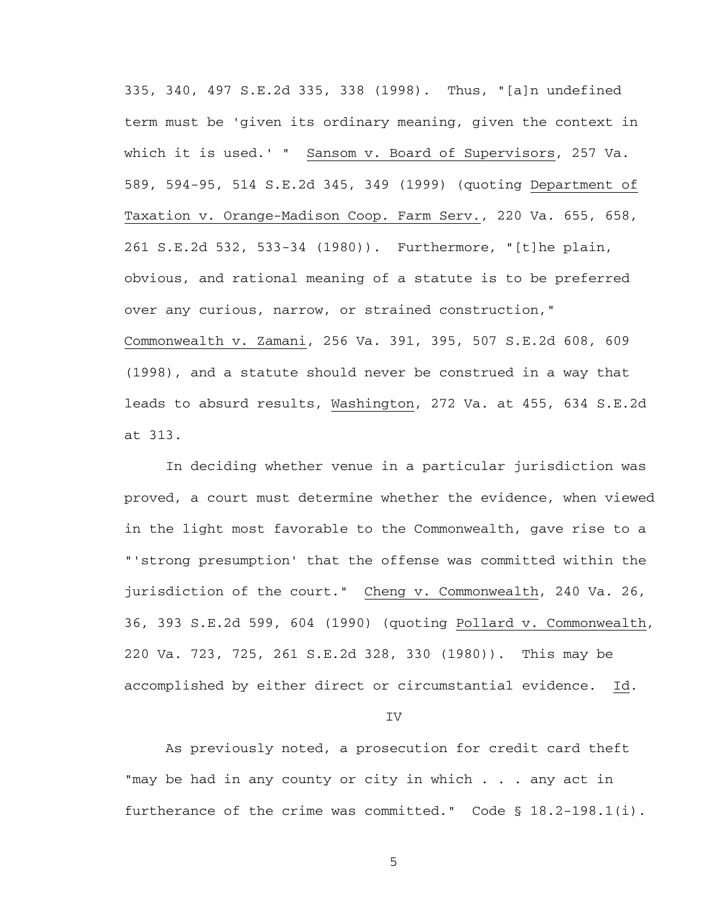335, 340, 497 S.E.2d 335, 338 (1998). Thus, "[a]n undefined term must be 'given its ordinary meaning, given the context in which it is used.' " Sansom v. Board of Supervisors, 257 Va. 589, 594-95, 514 S.E.2d 345, 349 (1999) (quoting Department of Taxation v. Orange-Madison Coop. Farm Serv., 220 Va. 655, 658, 261 S.E.2d 532, 533-34 (1980)). Furthermore, "[t]he plain, obvious, and rational meaning of a statute is to be preferred over any curious, narrow, or strained construction," Commonwealth v. Zamani, 256 Va. 391, 395, 507 S.E.2d 608, 609 (1998), and a statute should never be construed in a way that leads to absurd results, Washington, 272 Va. at 455, 634 S.E.2d at 313.

In deciding whether venue in a particular jurisdiction was proved, a court must determine whether the evidence, when viewed in the light most favorable to the Commonwealth, gave rise to a "'strong presumption' that the offense was committed within the jurisdiction of the court." Cheng v. Commonwealth, 240 Va. 26, 36, 393 S.E.2d 599, 604 (1990) (quoting Pollard v. Commonwealth, 220 Va. 723, 725, 261 S.E.2d 328, 330 (1980)). This may be accomplished by either direct or circumstantial evidence. Id.

IV

As previously noted, a prosecution for credit card theft "may be had in any county or city in which . . . any act in furtherance of the crime was committed." Code § 18.2-198.1(i).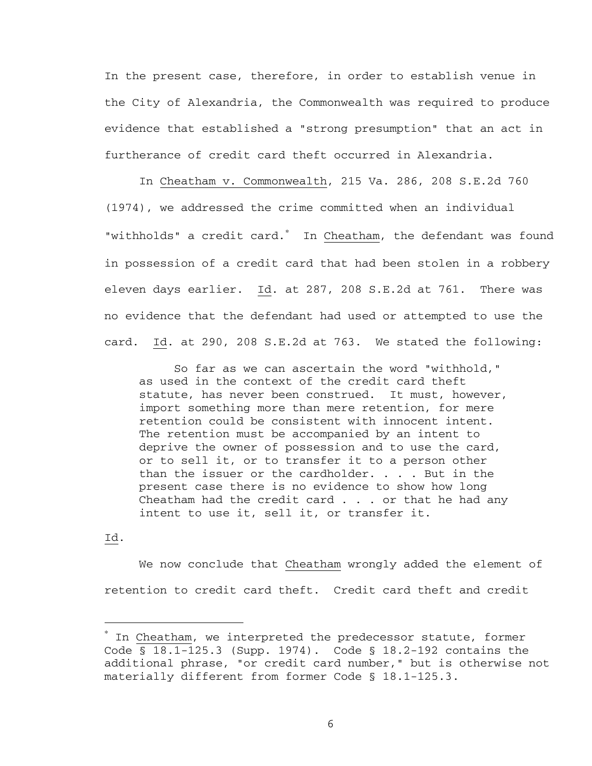In the present case, therefore, in order to establish venue in the City of Alexandria, the Commonwealth was required to produce evidence that established a "strong presumption" that an act in furtherance of credit card theft occurred in Alexandria.

In Cheatham v. Commonwealth, 215 Va. 286, 208 S.E.2d 760 (1974), we addressed the crime committed when an individual "withholds" a credit card.[*] In Cheatham, the defendant was found in possession of a credit card that had been stolen in a robbery eleven days earlier. Id. at 287, 208 S.E.2d at 761. There was no evidence that the defendant had used or attempted to use the card. Id. at 290, 208 S.E.2d at 763. We stated the following:

> So far as we can ascertain the word "withhold," as used in the context of the credit card theft statute, has never been construed. It must, however, import something more than mere retention, for mere retention could be consistent with innocent intent. The retention must be accompanied by an intent to deprive the owner of possession and to use the card, or to sell it, or to transfer it to a person other than the issuer or the cardholder. . . . But in the present case there is no evidence to show how long Cheatham had the credit card . . . or that he had any intent to use it, sell it, or transfer it.

Id.

We now conclude that Cheatham wrongly added the element of retention to credit card theft. Credit card theft and credit

---

[*] In Cheatham, we interpreted the predecessor statute, former Code § 18.1-125.3 (Supp. 1974). Code § 18.2-192 contains the additional phrase, "or credit card number," but is otherwise not materially different from former Code § 18.1-125.3.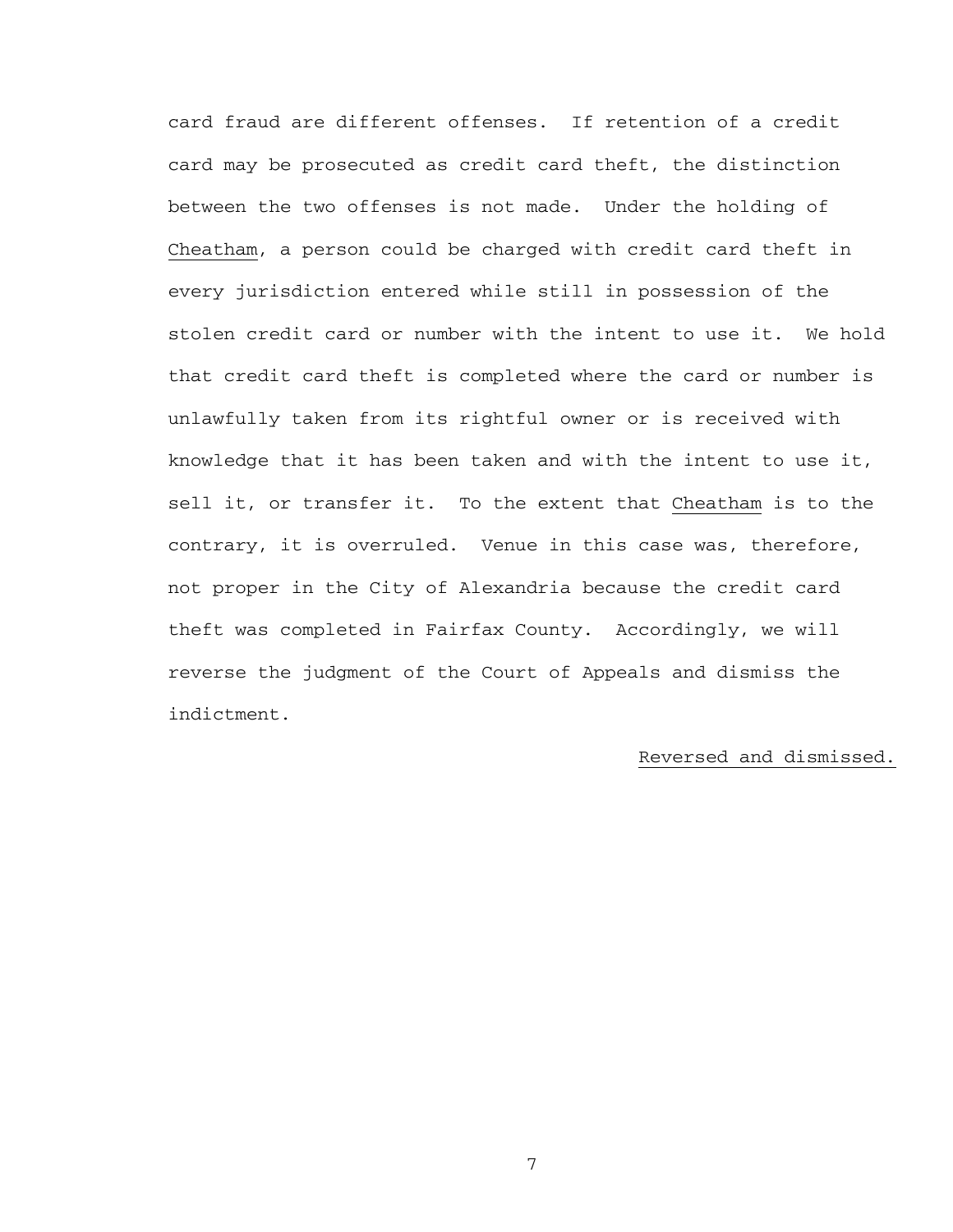card fraud are different offenses. If retention of a credit card may be prosecuted as credit card theft, the distinction between the two offenses is not made. Under the holding of Cheatham, a person could be charged with credit card theft in every jurisdiction entered while still in possession of the stolen credit card or number with the intent to use it. We hold that credit card theft is completed where the card or number is unlawfully taken from its rightful owner or is received with knowledge that it has been taken and with the intent to use it, sell it, or transfer it. To the extent that Cheatham is to the contrary, it is overruled. Venue in this case was, therefore, not proper in the City of Alexandria because the credit card theft was completed in Fairfax County. Accordingly, we will reverse the judgment of the Court of Appeals and dismiss the indictment.

Reversed and dismissed.